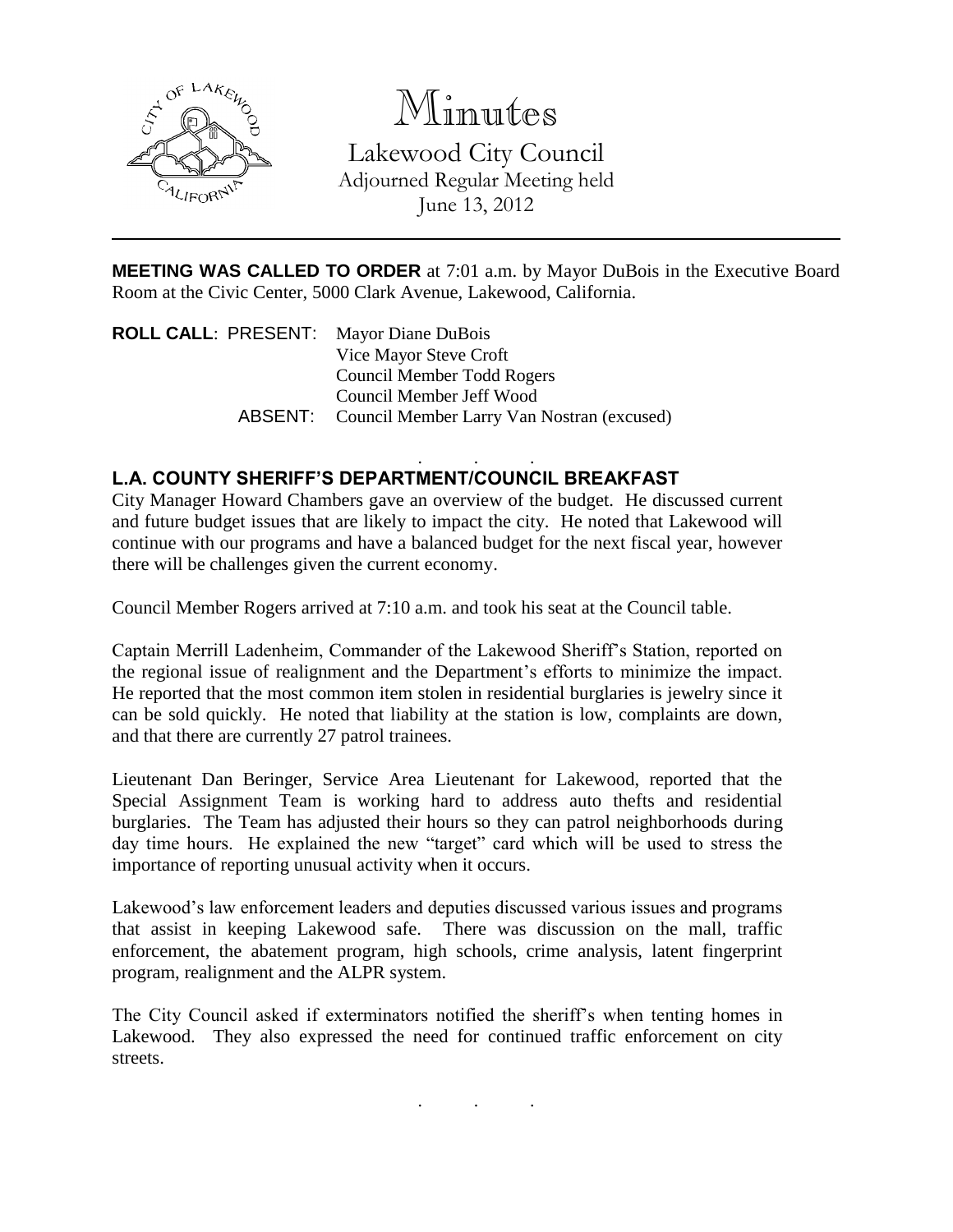# Minutes

Lakewood City Council
Adjourned Regular Meeting held
June 13, 2012

---

**MEETING WAS CALLED TO ORDER** at 7:01 a.m. by Mayor DuBois in the Executive Board Room at the Civic Center, 5000 Clark Avenue, Lakewood, California.

**ROLL CALL**: PRESENT: Mayor Diane DuBois
Vice Mayor Steve Croft
Council Member Todd Rogers
Council Member Jeff Wood
ABSENT: Council Member Larry Van Nostran (excused)

. . .

## L.A. COUNTY SHERIFF'S DEPARTMENT/COUNCIL BREAKFAST

City Manager Howard Chambers gave an overview of the budget. He discussed current and future budget issues that are likely to impact the city. He noted that Lakewood will continue with our programs and have a balanced budget for the next fiscal year, however there will be challenges given the current economy.

Council Member Rogers arrived at 7:10 a.m. and took his seat at the Council table.

Captain Merrill Ladenheim, Commander of the Lakewood Sheriff's Station, reported on the regional issue of realignment and the Department's efforts to minimize the impact. He reported that the most common item stolen in residential burglaries is jewelry since it can be sold quickly. He noted that liability at the station is low, complaints are down, and that there are currently 27 patrol trainees.

Lieutenant Dan Beringer, Service Area Lieutenant for Lakewood, reported that the Special Assignment Team is working hard to address auto thefts and residential burglaries. The Team has adjusted their hours so they can patrol neighborhoods during day time hours. He explained the new "target" card which will be used to stress the importance of reporting unusual activity when it occurs.

Lakewood's law enforcement leaders and deputies discussed various issues and programs that assist in keeping Lakewood safe. There was discussion on the mall, traffic enforcement, the abatement program, high schools, crime analysis, latent fingerprint program, realignment and the ALPR system.

The City Council asked if exterminators notified the sheriff's when tenting homes in Lakewood. They also expressed the need for continued traffic enforcement on city streets.

. . .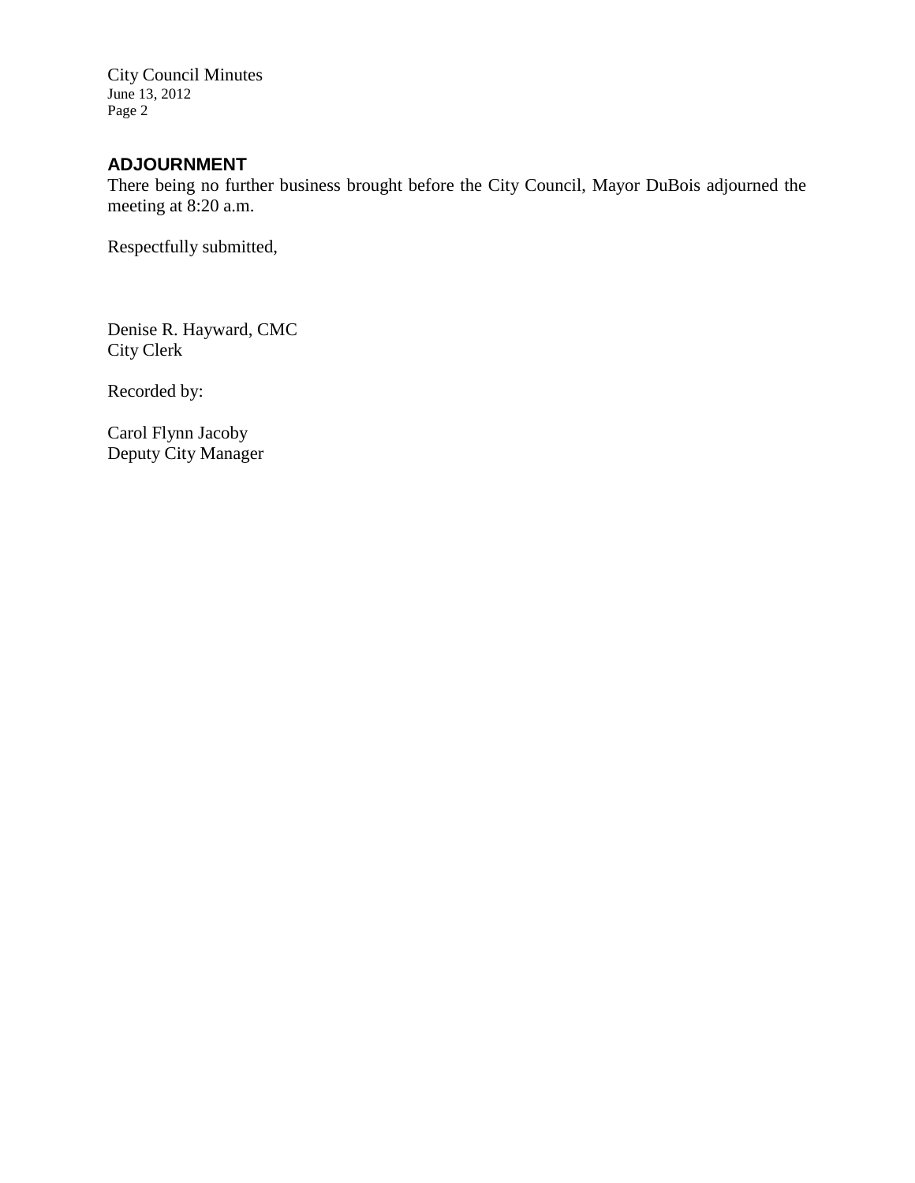## ADJOURNMENT

There being no further business brought before the City Council, Mayor DuBois adjourned the meeting at 8:20 a.m.

Respectfully submitted,

Denise R. Hayward, CMC
City Clerk

Recorded by:

Carol Flynn Jacoby
Deputy City Manager